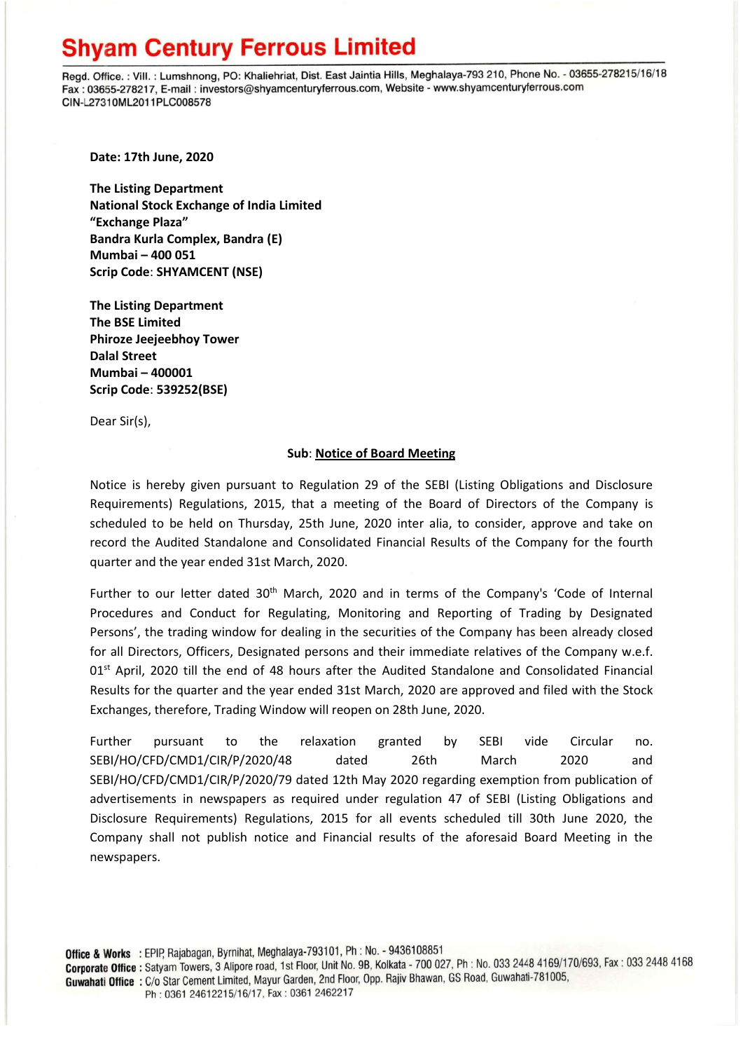# Shyam Century Ferrous Limited

Regd. Office. : Vill. : Lumshnong, PO: Khaliehriat, Dist. East Jaintia Hills, Meghalaya-793 210, Phone No. - 03655-278215/16/18
Fax : 03655-278217, E-mail : investors@shyamcenturyferrous.com, Website - www.shyamcenturyferrous.com
CIN-L27310ML2011PLC008578

**Date: 17th June, 2020**

**The Listing Department**
**National Stock Exchange of India Limited**
**"Exchange Plaza"**
**Bandra Kurla Complex, Bandra (E)**
**Mumbai – 400 051**
**Scrip Code**: **SHYAMCENT (NSE)**

**The Listing Department**
**The BSE Limited**
**Phiroze Jeejeebhoy Tower**
**Dalal Street**
**Mumbai – 400001**
**Scrip Code**: **539252(BSE)**

Dear Sir(s),

**Sub**: **Notice of Board Meeting**

Notice is hereby given pursuant to Regulation 29 of the SEBI (Listing Obligations and Disclosure Requirements) Regulations, 2015, that a meeting of the Board of Directors of the Company is scheduled to be held on Thursday, 25th June, 2020 inter alia, to consider, approve and take on record the Audited Standalone and Consolidated Financial Results of the Company for the fourth quarter and the year ended 31st March, 2020.

Further to our letter dated 30th March, 2020 and in terms of the Company's 'Code of Internal Procedures and Conduct for Regulating, Monitoring and Reporting of Trading by Designated Persons', the trading window for dealing in the securities of the Company has been already closed for all Directors, Officers, Designated persons and their immediate relatives of the Company w.e.f. 01st April, 2020 till the end of 48 hours after the Audited Standalone and Consolidated Financial Results for the quarter and the year ended 31st March, 2020 are approved and filed with the Stock Exchanges, therefore, Trading Window will reopen on 28th June, 2020.

Further pursuant to the relaxation granted by SEBI vide Circular no. SEBI/HO/CFD/CMD1/CIR/P/2020/48 dated 26th March 2020 and SEBI/HO/CFD/CMD1/CIR/P/2020/79 dated 12th May 2020 regarding exemption from publication of advertisements in newspapers as required under regulation 47 of SEBI (Listing Obligations and Disclosure Requirements) Regulations, 2015 for all events scheduled till 30th June 2020, the Company shall not publish notice and Financial results of the aforesaid Board Meeting in the newspapers.

**Office & Works** : EPIP, Rajabagan, Byrnihat, Meghalaya-793101, Ph : No. - 9436108851
**Corporate Office** : Satyam Towers, 3 Alipore road, 1st Floor, Unit No. 9B, Kolkata - 700 027, Ph : No. 033 2448 4169/170/693, Fax : 033 2448 4168
**Guwahati Office** : C/o Star Cement Limited, Mayur Garden, 2nd Floor, Opp. Rajiv Bhawan, GS Road, Guwahati-781005, Ph : 0361 24612215/16/17, Fax : 0361 2462217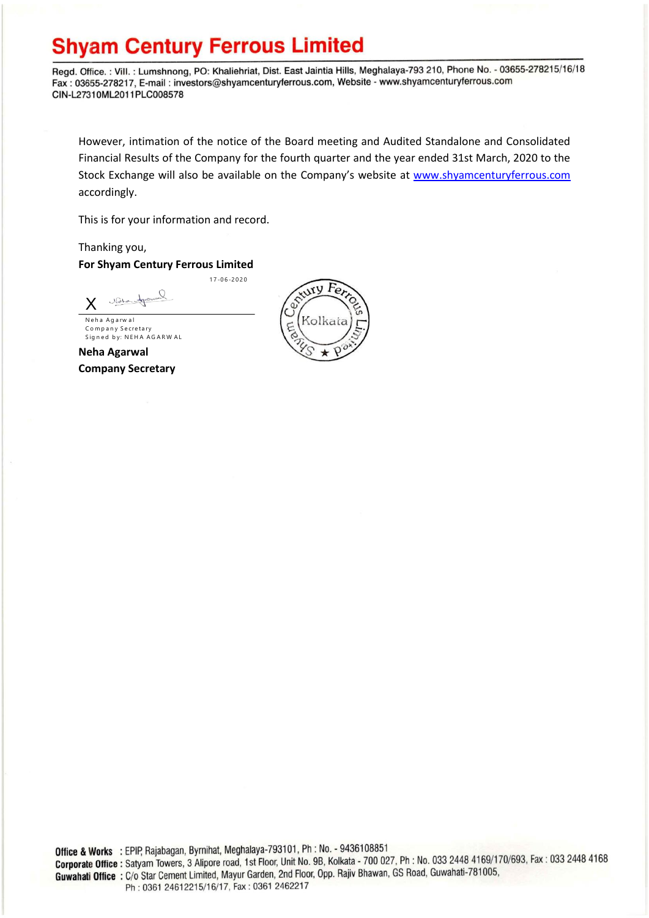# Shyam Century Ferrous Limited

Regd. Office. : Vill. : Lumshnong, PO: Khaliehriat, Dist. East Jaintia Hills, Meghalaya-793 210, Phone No. - 03655-278215/16/18
Fax : 03655-278217, E-mail : investors@shyamcenturyferrous.com, Website - www.shyamcenturyferrous.com
CIN-L27310ML2011PLC008578

However, intimation of the notice of the Board meeting and Audited Standalone and Consolidated Financial Results of the Company for the fourth quarter and the year ended 31st March, 2020 to the Stock Exchange will also be available on the Company's website at www.shyamcenturyferrous.com accordingly.

This is for your information and record.

Thanking you,

**For Shyam Century Ferrous Limited**

17-06-2020

X

Neha Agarwal
Company Secretary
Signed by: NEHA AGARWAL

**Neha Agarwal**
**Company Secretary**

Shyam Century Ferrous Limited Kolkata

**Office & Works** : EPIP, Rajabagan, Byrnihat, Meghalaya-793101, Ph : No. - 9436108851
**Corporate Office** : Satyam Towers, 3 Alipore road, 1st Floor, Unit No. 9B, Kolkata - 700 027, Ph : No. 033 2448 4169/170/693, Fax : 033 2448 4168
**Guwahati Office** : C/o Star Cement Limited, Mayur Garden, 2nd Floor, Opp. Rajiv Bhawan, GS Road, Guwahati-781005,
Ph : 0361 24612215/16/17, Fax : 0361 2462217